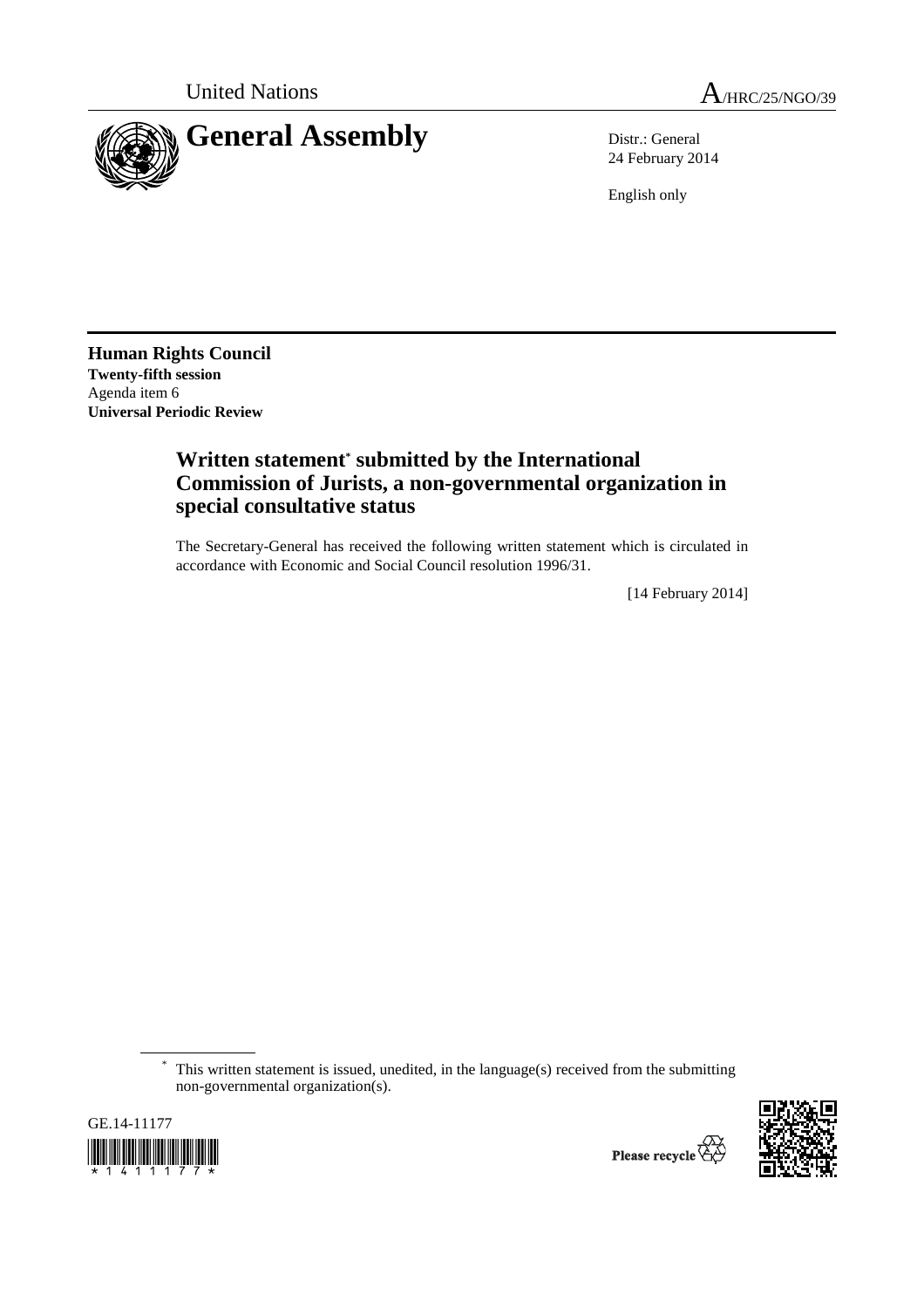United Nations A/HRC/25/NGO/39

# General Assembly

Distr.: General
24 February 2014

English only

**Human Rights Council**
**Twenty-fifth session**
Agenda item 6
**Universal Periodic Review**

## Written statement* submitted by the International Commission of Jurists, a non-governmental organization in special consultative status

The Secretary-General has received the following written statement which is circulated in accordance with Economic and Social Council resolution 1996/31.

[14 February 2014]

* This written statement is issued, unedited, in the language(s) received from the submitting non-governmental organization(s).

GE.14-11177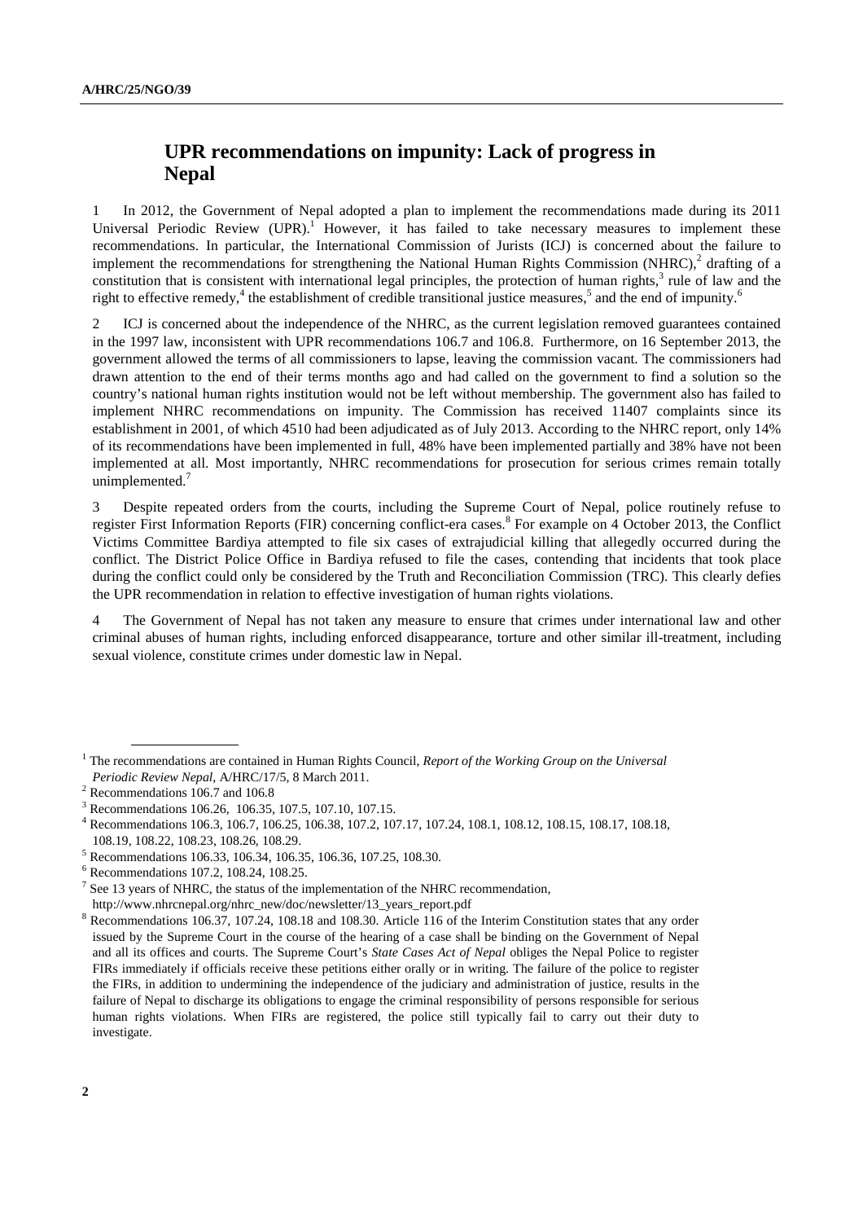## UPR recommendations on impunity: Lack of progress in Nepal

1 In 2012, the Government of Nepal adopted a plan to implement the recommendations made during its 2011 Universal Periodic Review (UPR).[1] However, it has failed to take necessary measures to implement these recommendations. In particular, the International Commission of Jurists (ICJ) is concerned about the failure to implement the recommendations for strengthening the National Human Rights Commission (NHRC),[2] drafting of a constitution that is consistent with international legal principles, the protection of human rights,[3] rule of law and the right to effective remedy,[4] the establishment of credible transitional justice measures,[5] and the end of impunity.[6]

2 ICJ is concerned about the independence of the NHRC, as the current legislation removed guarantees contained in the 1997 law, inconsistent with UPR recommendations 106.7 and 106.8. Furthermore, on 16 September 2013, the government allowed the terms of all commissioners to lapse, leaving the commission vacant. The commissioners had drawn attention to the end of their terms months ago and had called on the government to find a solution so the country's national human rights institution would not be left without membership. The government also has failed to implement NHRC recommendations on impunity. The Commission has received 11407 complaints since its establishment in 2001, of which 4510 had been adjudicated as of July 2013. According to the NHRC report, only 14% of its recommendations have been implemented in full, 48% have been implemented partially and 38% have not been implemented at all. Most importantly, NHRC recommendations for prosecution for serious crimes remain totally unimplemented.[7]

3 Despite repeated orders from the courts, including the Supreme Court of Nepal, police routinely refuse to register First Information Reports (FIR) concerning conflict-era cases.[8] For example on 4 October 2013, the Conflict Victims Committee Bardiya attempted to file six cases of extrajudicial killing that allegedly occurred during the conflict. The District Police Office in Bardiya refused to file the cases, contending that incidents that took place during the conflict could only be considered by the Truth and Reconciliation Commission (TRC). This clearly defies the UPR recommendation in relation to effective investigation of human rights violations.

4 The Government of Nepal has not taken any measure to ensure that crimes under international law and other criminal abuses of human rights, including enforced disappearance, torture and other similar ill-treatment, including sexual violence, constitute crimes under domestic law in Nepal.

---

[1] The recommendations are contained in Human Rights Council, *Report of the Working Group on the Universal Periodic Review Nepal*, A/HRC/17/5, 8 March 2011.

[2] Recommendations 106.7 and 106.8

[3] Recommendations 106.26, 106.35, 107.5, 107.10, 107.15.

[4] Recommendations 106.3, 106.7, 106.25, 106.38, 107.2, 107.17, 107.24, 108.1, 108.12, 108.15, 108.17, 108.18, 108.19, 108.22, 108.23, 108.26, 108.29.

[5] Recommendations 106.33, 106.34, 106.35, 106.36, 107.25, 108.30.

[6] Recommendations 107.2, 108.24, 108.25.

[7] See 13 years of NHRC, the status of the implementation of the NHRC recommendation, http://www.nhrcnepal.org/nhrc_new/doc/newsletter/13_years_report.pdf

[8] Recommendations 106.37, 107.24, 108.18 and 108.30. Article 116 of the Interim Constitution states that any order issued by the Supreme Court in the course of the hearing of a case shall be binding on the Government of Nepal and all its offices and courts. The Supreme Court's *State Cases Act of Nepal* obliges the Nepal Police to register FIRs immediately if officials receive these petitions either orally or in writing. The failure of the police to register the FIRs, in addition to undermining the independence of the judiciary and administration of justice, results in the failure of Nepal to discharge its obligations to engage the criminal responsibility of persons responsible for serious human rights violations. When FIRs are registered, the police still typically fail to carry out their duty to investigate.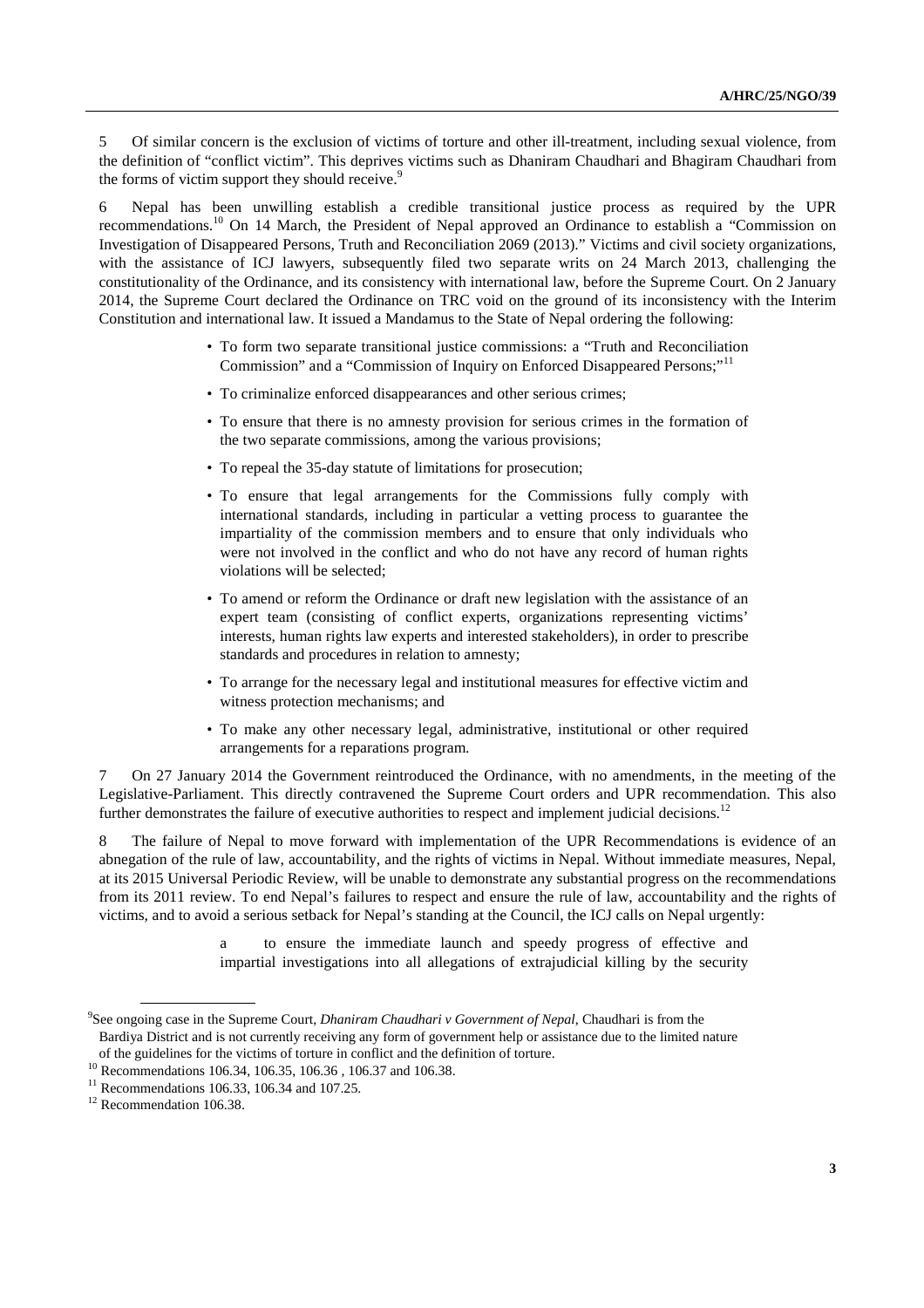5 Of similar concern is the exclusion of victims of torture and other ill-treatment, including sexual violence, from the definition of "conflict victim". This deprives victims such as Dhaniram Chaudhari and Bhagiram Chaudhari from the forms of victim support they should receive.[9]

6 Nepal has been unwilling establish a credible transitional justice process as required by the UPR recommendations.[10] On 14 March, the President of Nepal approved an Ordinance to establish a "Commission on Investigation of Disappeared Persons, Truth and Reconciliation 2069 (2013)." Victims and civil society organizations, with the assistance of ICJ lawyers, subsequently filed two separate writs on 24 March 2013, challenging the constitutionality of the Ordinance, and its consistency with international law, before the Supreme Court. On 2 January 2014, the Supreme Court declared the Ordinance on TRC void on the ground of its inconsistency with the Interim Constitution and international law. It issued a Mandamus to the State of Nepal ordering the following:

- To form two separate transitional justice commissions: a "Truth and Reconciliation Commission" and a "Commission of Inquiry on Enforced Disappeared Persons;"[11]
- To criminalize enforced disappearances and other serious crimes;
- To ensure that there is no amnesty provision for serious crimes in the formation of the two separate commissions, among the various provisions;
- To repeal the 35-day statute of limitations for prosecution;
- To ensure that legal arrangements for the Commissions fully comply with international standards, including in particular a vetting process to guarantee the impartiality of the commission members and to ensure that only individuals who were not involved in the conflict and who do not have any record of human rights violations will be selected;
- To amend or reform the Ordinance or draft new legislation with the assistance of an expert team (consisting of conflict experts, organizations representing victims' interests, human rights law experts and interested stakeholders), in order to prescribe standards and procedures in relation to amnesty;
- To arrange for the necessary legal and institutional measures for effective victim and witness protection mechanisms; and
- To make any other necessary legal, administrative, institutional or other required arrangements for a reparations program.

7 On 27 January 2014 the Government reintroduced the Ordinance, with no amendments, in the meeting of the Legislative-Parliament. This directly contravened the Supreme Court orders and UPR recommendation. This also further demonstrates the failure of executive authorities to respect and implement judicial decisions.[12]

8 The failure of Nepal to move forward with implementation of the UPR Recommendations is evidence of an abnegation of the rule of law, accountability, and the rights of victims in Nepal. Without immediate measures, Nepal, at its 2015 Universal Periodic Review, will be unable to demonstrate any substantial progress on the recommendations from its 2011 review. To end Nepal's failures to respect and ensure the rule of law, accountability and the rights of victims, and to avoid a serious setback for Nepal's standing at the Council, the ICJ calls on Nepal urgently:

a to ensure the immediate launch and speedy progress of effective and impartial investigations into all allegations of extrajudicial killing by the security

---

[9] See ongoing case in the Supreme Court, *Dhaniram Chaudhari v Government of Nepal*, Chaudhari is from the Bardiya District and is not currently receiving any form of government help or assistance due to the limited nature of the guidelines for the victims of torture in conflict and the definition of torture.

[10] Recommendations 106.34, 106.35, 106.36 , 106.37 and 106.38.

[11] Recommendations 106.33, 106.34 and 107.25.

[12] Recommendation 106.38.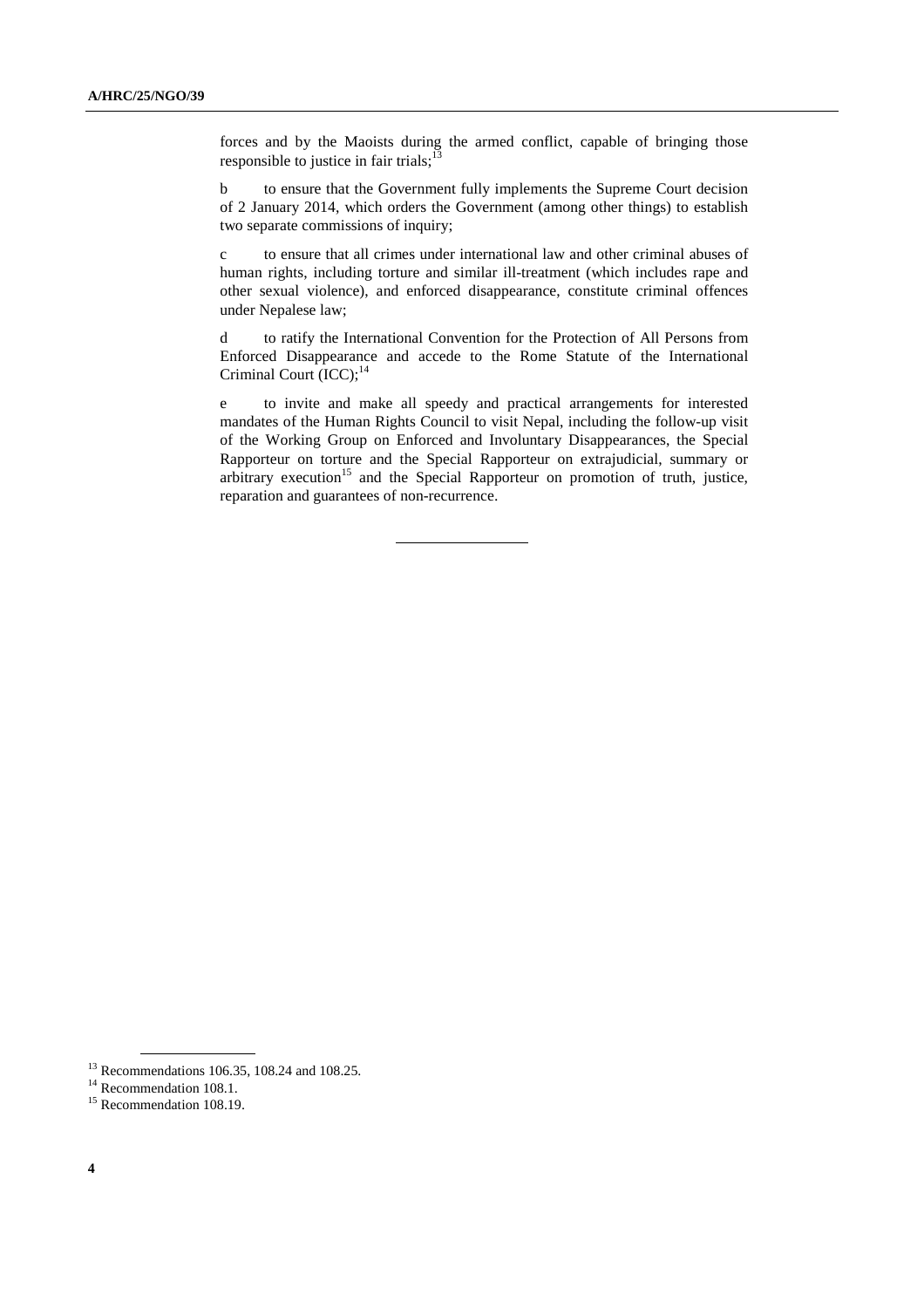forces and by the Maoists during the armed conflict, capable of bringing those responsible to justice in fair trials;[13]

b to ensure that the Government fully implements the Supreme Court decision of 2 January 2014, which orders the Government (among other things) to establish two separate commissions of inquiry;

c to ensure that all crimes under international law and other criminal abuses of human rights, including torture and similar ill-treatment (which includes rape and other sexual violence), and enforced disappearance, constitute criminal offences under Nepalese law;

d to ratify the International Convention for the Protection of All Persons from Enforced Disappearance and accede to the Rome Statute of the International Criminal Court (ICC);[14]

e to invite and make all speedy and practical arrangements for interested mandates of the Human Rights Council to visit Nepal, including the follow-up visit of the Working Group on Enforced and Involuntary Disappearances, the Special Rapporteur on torture and the Special Rapporteur on extrajudicial, summary or arbitrary execution[15] and the Special Rapporteur on promotion of truth, justice, reparation and guarantees of non-recurrence.

---

[13] Recommendations 106.35, 108.24 and 108.25.

[14] Recommendation 108.1.

[15] Recommendation 108.19.